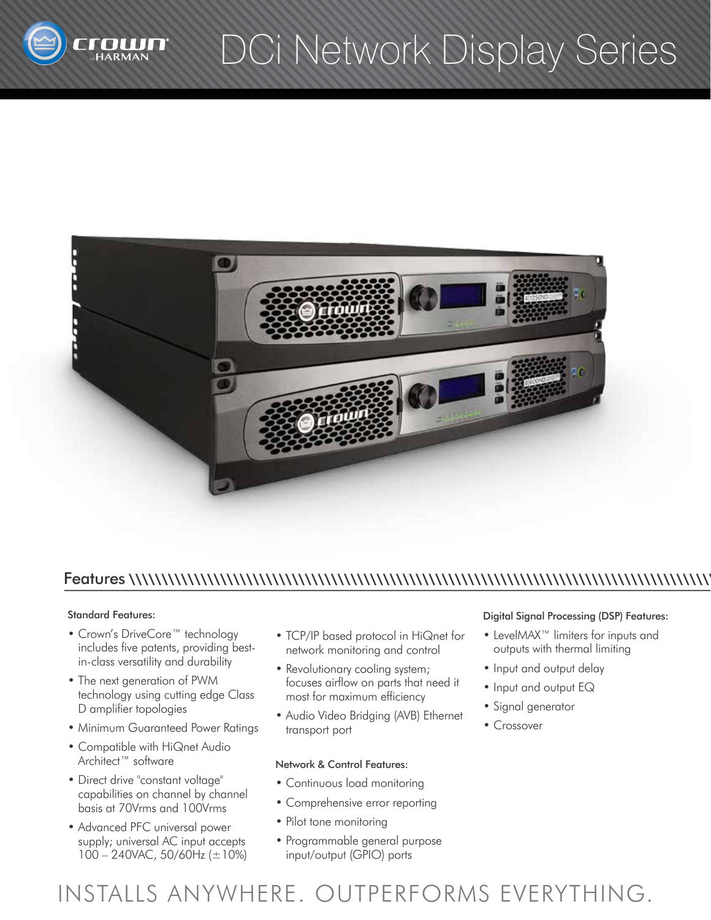# DCi Network Display Series

## Features

### Standard Features:

- Crown's DriveCore™ technology includes five patents, providing best-in-class versatility and durability
- The next generation of PWM technology using cutting edge Class D amplifier topologies
- Minimum Guaranteed Power Ratings
- Compatible with HiQnet Audio Architect™ software
- Direct drive "constant voltage" capabilities on channel by channel basis at 70Vrms and 100Vrms
- Advanced PFC universal power supply; universal AC input accepts 100 – 240VAC, 50/60Hz (±10%)
- TCP/IP based protocol in HiQnet for network monitoring and control
- Revolutionary cooling system; focuses airflow on parts that need it most for maximum efficiency
- Audio Video Bridging (AVB) Ethernet transport port

### Network & Control Features:

- Continuous load monitoring
- Comprehensive error reporting
- Pilot tone monitoring
- Programmable general purpose input/output (GPIO) ports

### Digital Signal Processing (DSP) Features:

- LevelMAX™ limiters for inputs and outputs with thermal limiting
- Input and output delay
- Input and output EQ
- Signal generator
- Crossover

INSTALLS ANYWHERE. OUTPERFORMS EVERYTHING.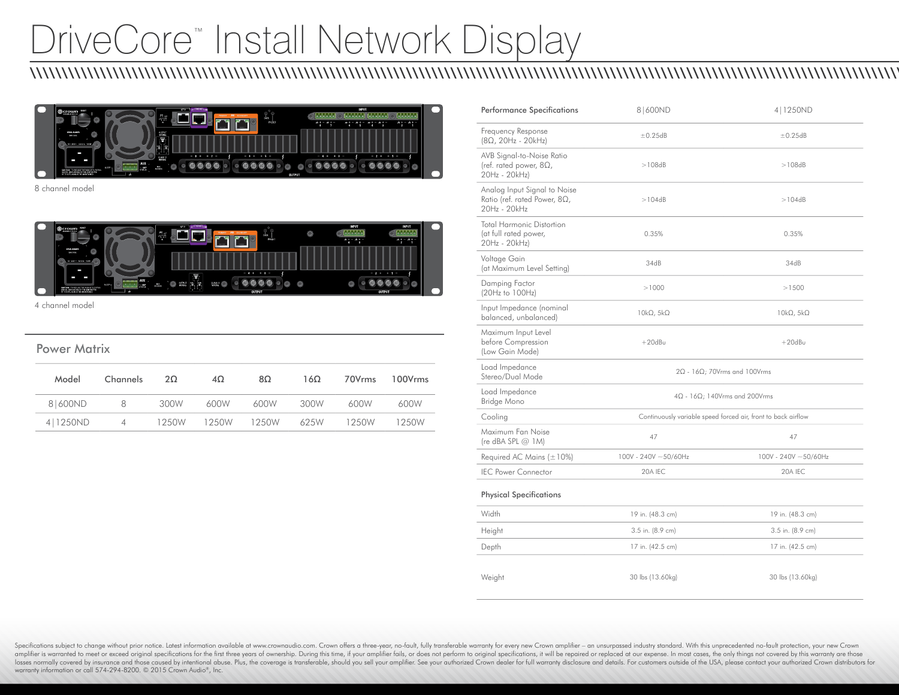# DriveCore™ Install Network Display

8 channel model

4 channel model

## Power Matrix

| Model | Channels | 2Ω | 4Ω | 8Ω | 16Ω | 70Vrms | 100Vrms |
|---|---|---|---|---|---|---|---|
| 8\|600ND | 8 | 300W | 600W | 600W | 300W | 600W | 600W |
| 4\|1250ND | 4 | 1250W | 1250W | 1250W | 625W | 1250W | 1250W |

| Performance Specifications | 8\|600ND | 4\|1250ND |
|---|---|---|
| Frequency Response (8Ω, 20Hz - 20kHz) | ±0.25dB | ±0.25dB |
| AVB Signal-to-Noise Ratio (ref. rated power, 8Ω, 20Hz - 20kHz) | >108dB | >108dB |
| Analog Input Signal to Noise Ratio (ref. rated Power, 8Ω, 20Hz - 20kHz | >104dB | >104dB |
| Total Harmonic Distortion (at full rated power, 20Hz - 20kHz) | 0.35% | 0.35% |
| Voltage Gain (at Maximum Level Setting) | 34dB | 34dB |
| Damping Factor (20Hz to 100Hz) | >1000 | >1500 |
| Input Impedance (nominal balanced, unbalanced) | 10kΩ, 5kΩ | 10kΩ, 5kΩ |
| Maximum Input Level before Compression (Low Gain Mode) | +20dBu | +20dBu |
| Load Impedance Stereo/Dual Mode | 2Ω - 16Ω; 70Vrms and 100Vrms | |
| Load Impedance Bridge Mono | 4Ω - 16Ω; 140Vrms and 200Vrms | |
| Cooling | Continuously variable speed forced air, front to back airflow | |
| Maximum Fan Noise (re dBA SPL @ 1M) | 47 | 47 |
| Required AC Mains (±10%) | 100V - 240V ~50/60Hz | 100V - 240V ~50/60Hz |
| IEC Power Connector | 20A IEC | 20A IEC |
| **Physical Specifications** | | |
| Width | 19 in. (48.3 cm) | 19 in. (48.3 cm) |
| Height | 3.5 in. (8.9 cm) | 3.5 in. (8.9 cm) |
| Depth | 17 in. (42.5 cm) | 17 in. (42.5 cm) |
| Weight | 30 lbs (13.60kg) | 30 lbs (13.60kg) |

Specifications subject to change without prior notice. Latest information available at www.crownaudio.com. Crown offers a three-year, no-fault, fully transferable warranty for every new Crown amplifier – an unsurpassed industry standard. With this unprecedented no-fault protection, your new Crown amplifier is warranted to meet or exceed original specifications for the first three years of ownership. During this time, if your amplifier fails, or does not perform to original specifications, it will be repaired or replaced at our expense. In most cases, the only things not covered by this warranty are those losses normally covered by insurance and those caused by intentional abuse. Plus, the coverage is transferable, should you sell your amplifier. See your authorized Crown dealer for full warranty disclosure and details. For customers outside of the USA, please contact your authorized Crown distributors for warranty information or call 574-294-8200. © 2015 Crown Audio®, Inc.